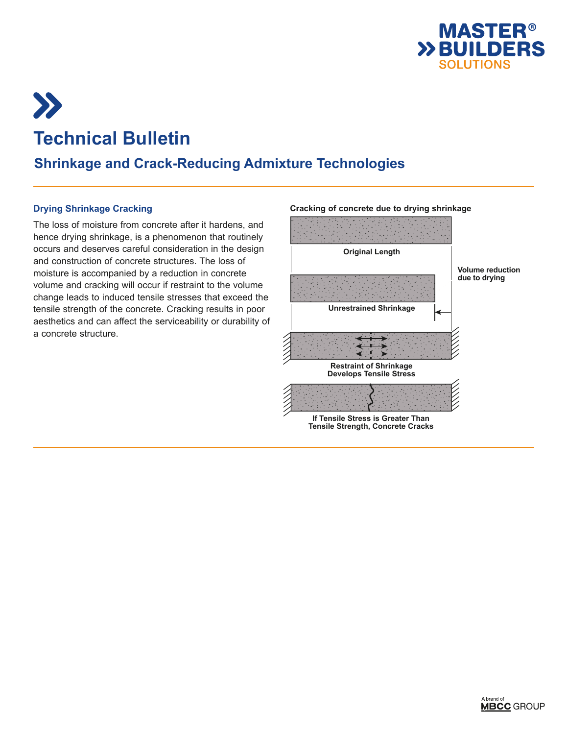# Technical Bulletin

## Shrinkage and Crack-Reducing Admixture Technologies

### Drying Shrinkage Cracking

The loss of moisture from concrete after it hardens, and hence drying shrinkage, is a phenomenon that routinely occurs and deserves careful consideration in the design and construction of concrete structures. The loss of moisture is accompanied by a reduction in concrete volume and cracking will occur if restraint to the volume change leads to induced tensile stresses that exceed the tensile strength of the concrete. Cracking results in poor aesthetics and can affect the serviceability or durability of a concrete structure.

**Cracking of concrete due to drying shrinkage**

Original Length

Unrestrained Shrinkage

Volume reduction due to drying

Restraint of Shrinkage Develops Tensile Stress

If Tensile Stress is Greater Than Tensile Strength, Concrete Cracks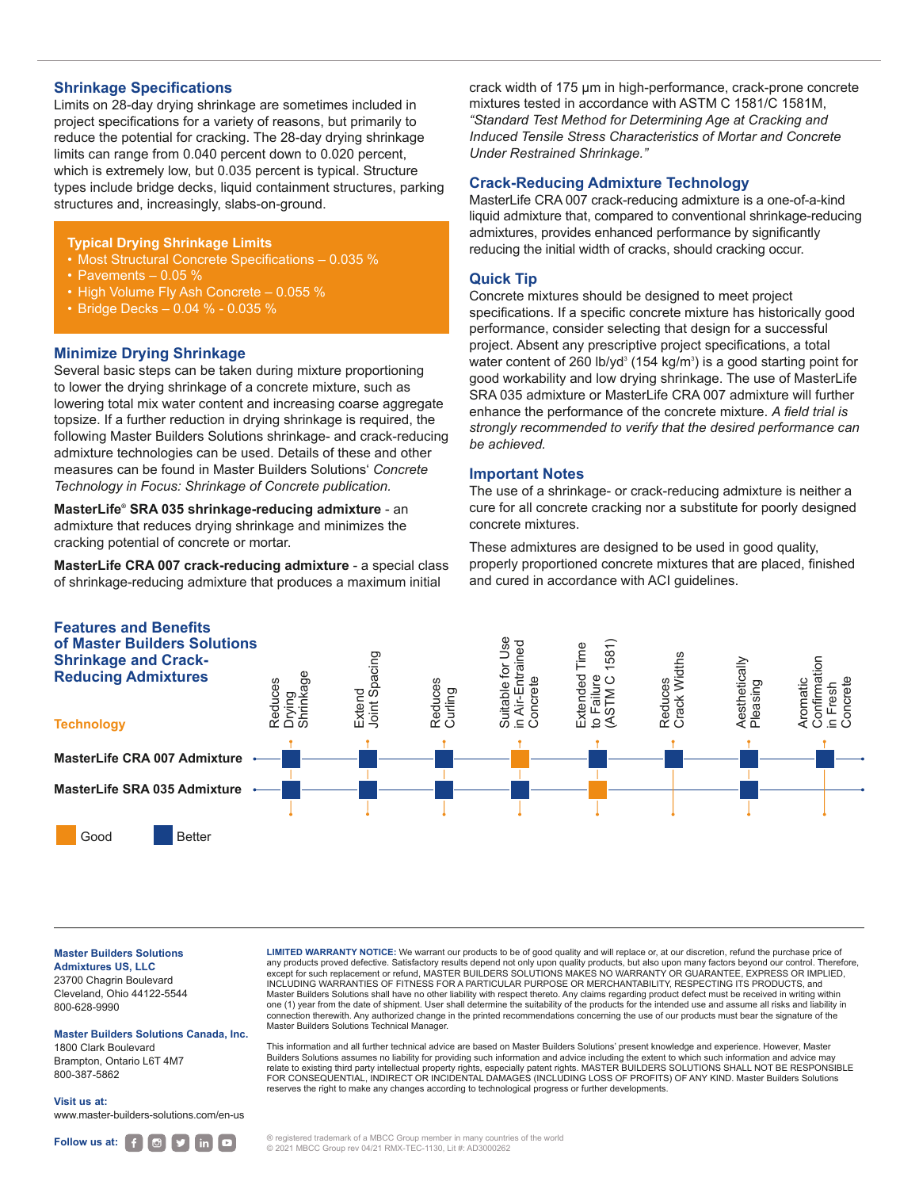## Shrinkage Specifications

Limits on 28-day drying shrinkage are sometimes included in project specifications for a variety of reasons, but primarily to reduce the potential for cracking. The 28-day drying shrinkage limits can range from 0.040 percent down to 0.020 percent, which is extremely low, but 0.035 percent is typical. Structure types include bridge decks, liquid containment structures, parking structures and, increasingly, slabs-on-ground.

**Typical Drying Shrinkage Limits**

- Most Structural Concrete Specifications – 0.035 %
- Pavements – 0.05 %
- High Volume Fly Ash Concrete – 0.055 %
- Bridge Decks – 0.04 % - 0.035 %

## Minimize Drying Shrinkage

Several basic steps can be taken during mixture proportioning to lower the drying shrinkage of a concrete mixture, such as lowering total mix water content and increasing coarse aggregate topsize. If a further reduction in drying shrinkage is required, the following Master Builders Solutions shrinkage- and crack-reducing admixture technologies can be used. Details of these and other measures can be found in Master Builders Solutions' *Concrete Technology in Focus: Shrinkage of Concrete publication.*

**MasterLife® SRA 035 shrinkage-reducing admixture** - an admixture that reduces drying shrinkage and minimizes the cracking potential of concrete or mortar.

**MasterLife CRA 007 crack-reducing admixture** - a special class of shrinkage-reducing admixture that produces a maximum initial crack width of 175 µm in high-performance, crack-prone concrete mixtures tested in accordance with ASTM C 1581/C 1581M, *"Standard Test Method for Determining Age at Cracking and Induced Tensile Stress Characteristics of Mortar and Concrete Under Restrained Shrinkage."*

## Crack-Reducing Admixture Technology

MasterLife CRA 007 crack-reducing admixture is a one-of-a-kind liquid admixture that, compared to conventional shrinkage-reducing admixtures, provides enhanced performance by significantly reducing the initial width of cracks, should cracking occur.

## Quick Tip

Concrete mixtures should be designed to meet project specifications. If a specific concrete mixture has historically good performance, consider selecting that design for a successful project. Absent any prescriptive project specifications, a total water content of 260 lb/yd$^3$ (154 kg/m$^3$) is a good starting point for good workability and low drying shrinkage. The use of MasterLife SRA 035 admixture or MasterLife CRA 007 admixture will further enhance the performance of the concrete mixture. *A field trial is strongly recommended to verify that the desired performance can be achieved.*

## Important Notes

The use of a shrinkage- or crack-reducing admixture is neither a cure for all concrete cracking nor a substitute for poorly designed concrete mixtures.

These admixtures are designed to be used in good quality, properly proportioned concrete mixtures that are placed, finished and cured in accordance with ACI guidelines.

## Features and Benefits of Master Builders Solutions Shrinkage and Crack-Reducing Admixtures

| Technology | Reduces Drying Shrinkage | Extend Joint Spacing | Reduces Curling | Suitable for Use in Air-Entrained Concrete | Extended Time to Failure (ASTM C 1581) | Reduces Crack Widths | Aesthetically Pleasing | Aromatic Confirmation in Fresh Concrete |
|---|---|---|---|---|---|---|---|---|
| **MasterLife CRA 007 Admixture** | Better | Better | Better | Good | Better | Better | Better | Better |
| **MasterLife SRA 035 Admixture** | Better | Better | Better | Better | Good | | Better | |

Good / Better

**Master Builders Solutions Admixtures US, LLC**
23700 Chagrin Boulevard
Cleveland, Ohio 44122-5544
800-628-9990

**Master Builders Solutions Canada, Inc.**
1800 Clark Boulevard
Brampton, Ontario L6T 4M7
800-387-5862

**Visit us at:**
www.master-builders-solutions.com/en-us

**Follow us at:**

**LIMITED WARRANTY NOTICE:** We warrant our products to be of good quality and will replace or, at our discretion, refund the purchase price of any products proved defective. Satisfactory results depend not only upon quality products, but also upon many factors beyond our control. Therefore, except for such replacement or refund, MASTER BUILDERS SOLUTIONS MAKES NO WARRANTY OR GUARANTEE, EXPRESS OR IMPLIED, INCLUDING WARRANTIES OF FITNESS FOR A PARTICULAR PURPOSE OR MERCHANTABILITY, RESPECTING ITS PRODUCTS, and Master Builders Solutions shall have no other liability with respect thereto. Any claims regarding product defect must be received in writing within one (1) year from the date of shipment. User shall determine the suitability of the products for the intended use and assume all risks and liability in connection therewith. Any authorized change in the printed recommendations concerning the use of our products must bear the signature of the Master Builders Solutions Technical Manager.

This information and all further technical advice are based on Master Builders Solutions' present knowledge and experience. However, Master Builders Solutions assumes no liability for providing such information and advice including the extent to which such information and advice may relate to existing third party intellectual property rights, especially patent rights. MASTER BUILDERS SOLUTIONS SHALL NOT BE RESPONSIBLE FOR CONSEQUENTIAL, INDIRECT OR INCIDENTAL DAMAGES (INCLUDING LOSS OF PROFITS) OF ANY KIND. Master Builders Solutions reserves the right to make any changes according to technological progress or further developments.

® registered trademark of a MBCC Group member in many countries of the world
© 2021 MBCC Group rev 04/21 RMX-TEC-1130, Lit #: AD3000262